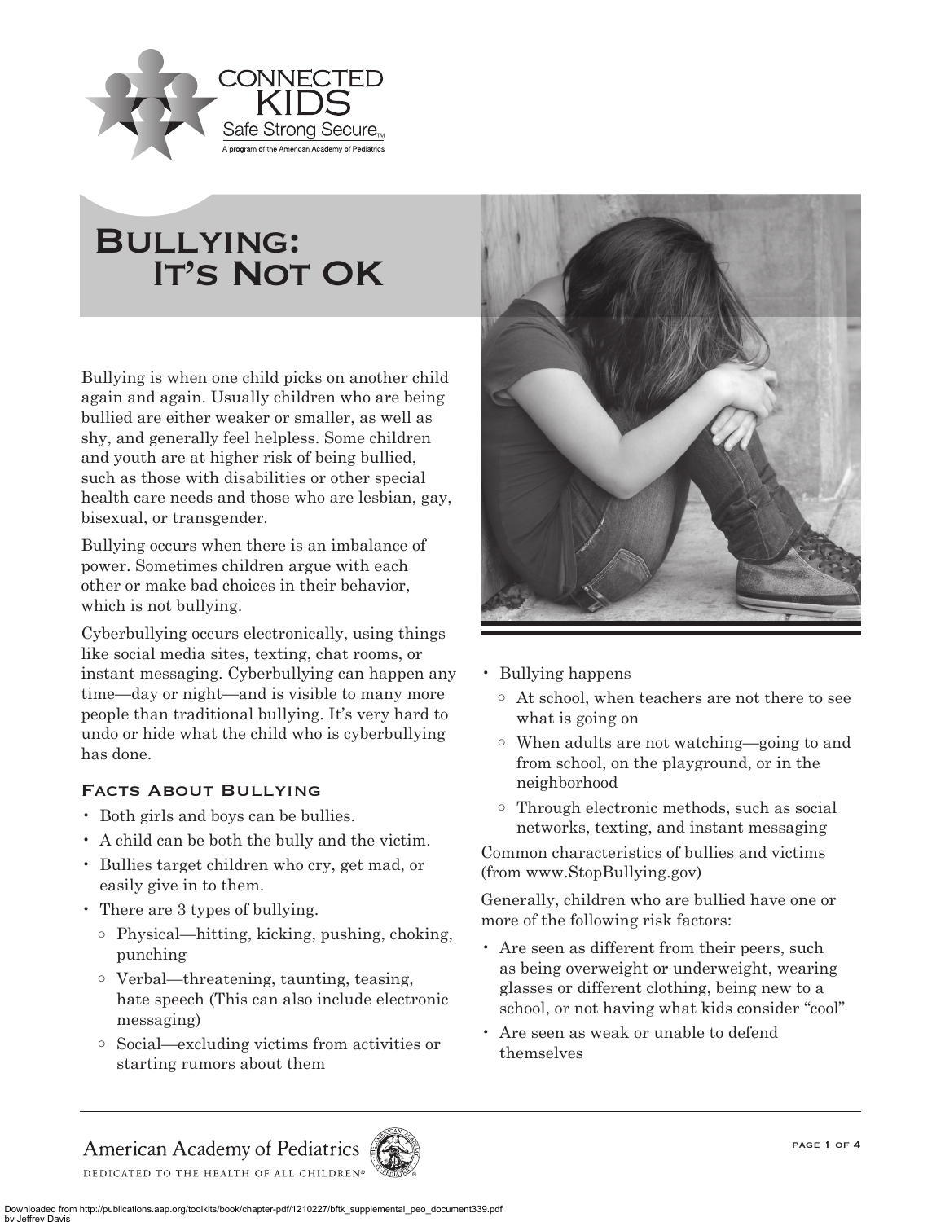# Bullying: It's Not OK

Bullying is when one child picks on another child again and again. Usually children who are being bullied are either weaker or smaller, as well as shy, and generally feel helpless. Some children and youth are at higher risk of being bullied, such as those with disabilities or other special health care needs and those who are lesbian, gay, bisexual, or transgender.

Bullying occurs when there is an imbalance of power. Sometimes children argue with each other or make bad choices in their behavior, which is not bullying.

Cyberbullying occurs electronically, using things like social media sites, texting, chat rooms, or instant messaging. Cyberbullying can happen any time—day or night—and is visible to many more people than traditional bullying. It's very hard to undo or hide what the child who is cyberbullying has done.

## Facts About Bullying

- Both girls and boys can be bullies.
- A child can be both the bully and the victim.
- Bullies target children who cry, get mad, or easily give in to them.
- There are 3 types of bullying.
  - Physical—hitting, kicking, pushing, choking, punching
  - Verbal—threatening, taunting, teasing, hate speech (This can also include electronic messaging)
  - Social—excluding victims from activities or starting rumors about them
- Bullying happens
  - At school, when teachers are not there to see what is going on
  - When adults are not watching—going to and from school, on the playground, or in the neighborhood
  - Through electronic methods, such as social networks, texting, and instant messaging

Common characteristics of bullies and victims (from www.StopBullying.gov)

Generally, children who are bullied have one or more of the following risk factors:

- Are seen as different from their peers, such as being overweight or underweight, wearing glasses or different clothing, being new to a school, or not having what kids consider "cool"
- Are seen as weak or unable to defend themselves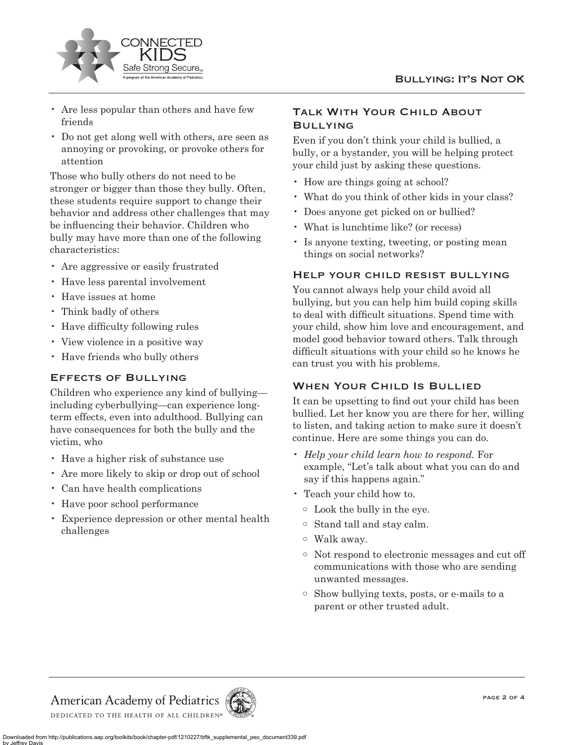- Are less popular than others and have few friends
- Do not get along well with others, are seen as annoying or provoking, or provoke others for attention

Those who bully others do not need to be stronger or bigger than those they bully. Often, these students require support to change their behavior and address other challenges that may be influencing their behavior. Children who bully may have more than one of the following characteristics:

- Are aggressive or easily frustrated
- Have less parental involvement
- Have issues at home
- Think badly of others
- Have difficulty following rules
- View violence in a positive way
- Have friends who bully others

## Effects of Bullying

Children who experience any kind of bullying—including cyberbullying—can experience long-term effects, even into adulthood. Bullying can have consequences for both the bully and the victim, who

- Have a higher risk of substance use
- Are more likely to skip or drop out of school
- Can have health complications
- Have poor school performance
- Experience depression or other mental health challenges

## Talk With Your Child About Bullying

Even if you don't think your child is bullied, a bully, or a bystander, you will be helping protect your child just by asking these questions.

- How are things going at school?
- What do you think of other kids in your class?
- Does anyone get picked on or bullied?
- What is lunchtime like? (or recess)
- Is anyone texting, tweeting, or posting mean things on social networks?

## Help your child resist bullying

You cannot always help your child avoid all bullying, but you can help him build coping skills to deal with difficult situations. Spend time with your child, show him love and encouragement, and model good behavior toward others. Talk through difficult situations with your child so he knows he can trust you with his problems.

## When Your Child Is Bullied

It can be upsetting to find out your child has been bullied. Let her know you are there for her, willing to listen, and taking action to make sure it doesn't continue. Here are some things you can do.

- *Help your child learn how to respond.* For example, "Let's talk about what you can do and say if this happens again."
- Teach your child how to.
  - Look the bully in the eye.
  - Stand tall and stay calm.
  - Walk away.
  - Not respond to electronic messages and cut off communications with those who are sending unwanted messages.
  - Show bullying texts, posts, or e-mails to a parent or other trusted adult.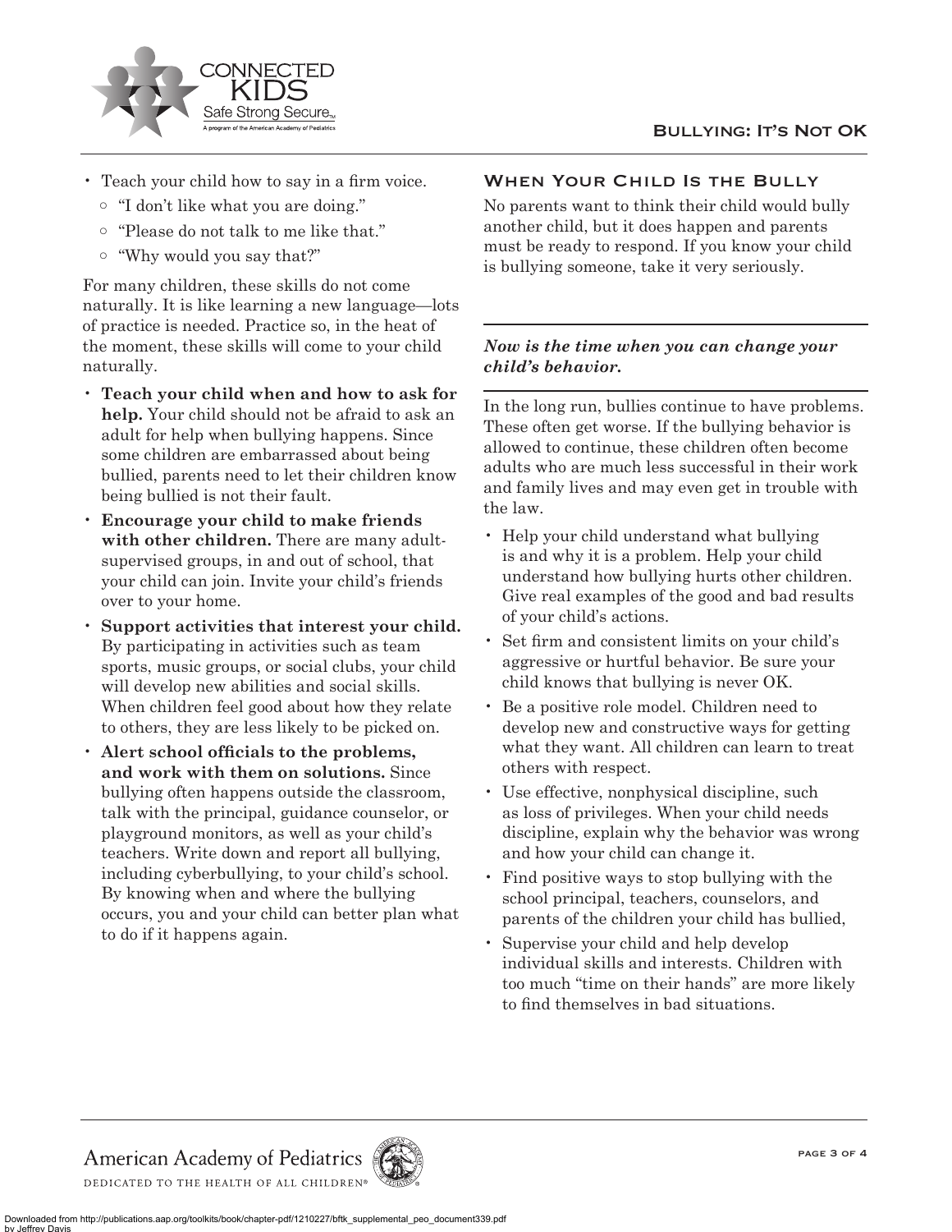- Teach your child how to say in a firm voice.
  - "I don't like what you are doing."
  - "Please do not talk to me like that."
  - "Why would you say that?"

For many children, these skills do not come naturally. It is like learning a new language—lots of practice is needed. Practice so, in the heat of the moment, these skills will come to your child naturally.

- **Teach your child when and how to ask for help.** Your child should not be afraid to ask an adult for help when bullying happens. Since some children are embarrassed about being bullied, parents need to let their children know being bullied is not their fault.
- **Encourage your child to make friends with other children.** There are many adult-supervised groups, in and out of school, that your child can join. Invite your child's friends over to your home.
- **Support activities that interest your child.** By participating in activities such as team sports, music groups, or social clubs, your child will develop new abilities and social skills. When children feel good about how they relate to others, they are less likely to be picked on.
- **Alert school officials to the problems, and work with them on solutions.** Since bullying often happens outside the classroom, talk with the principal, guidance counselor, or playground monitors, as well as your child's teachers. Write down and report all bullying, including cyberbullying, to your child's school. By knowing when and where the bullying occurs, you and your child can better plan what to do if it happens again.

## When Your Child Is the Bully

No parents want to think their child would bully another child, but it does happen and parents must be ready to respond. If you know your child is bullying someone, take it very seriously.

***Now is the time when you can change your child's behavior.***

In the long run, bullies continue to have problems. These often get worse. If the bullying behavior is allowed to continue, these children often become adults who are much less successful in their work and family lives and may even get in trouble with the law.

- Help your child understand what bullying is and why it is a problem. Help your child understand how bullying hurts other children. Give real examples of the good and bad results of your child's actions.
- Set firm and consistent limits on your child's aggressive or hurtful behavior. Be sure your child knows that bullying is never OK.
- Be a positive role model. Children need to develop new and constructive ways for getting what they want. All children can learn to treat others with respect.
- Use effective, nonphysical discipline, such as loss of privileges. When your child needs discipline, explain why the behavior was wrong and how your child can change it.
- Find positive ways to stop bullying with the school principal, teachers, counselors, and parents of the children your child has bullied,
- Supervise your child and help develop individual skills and interests. Children with too much "time on their hands" are more likely to find themselves in bad situations.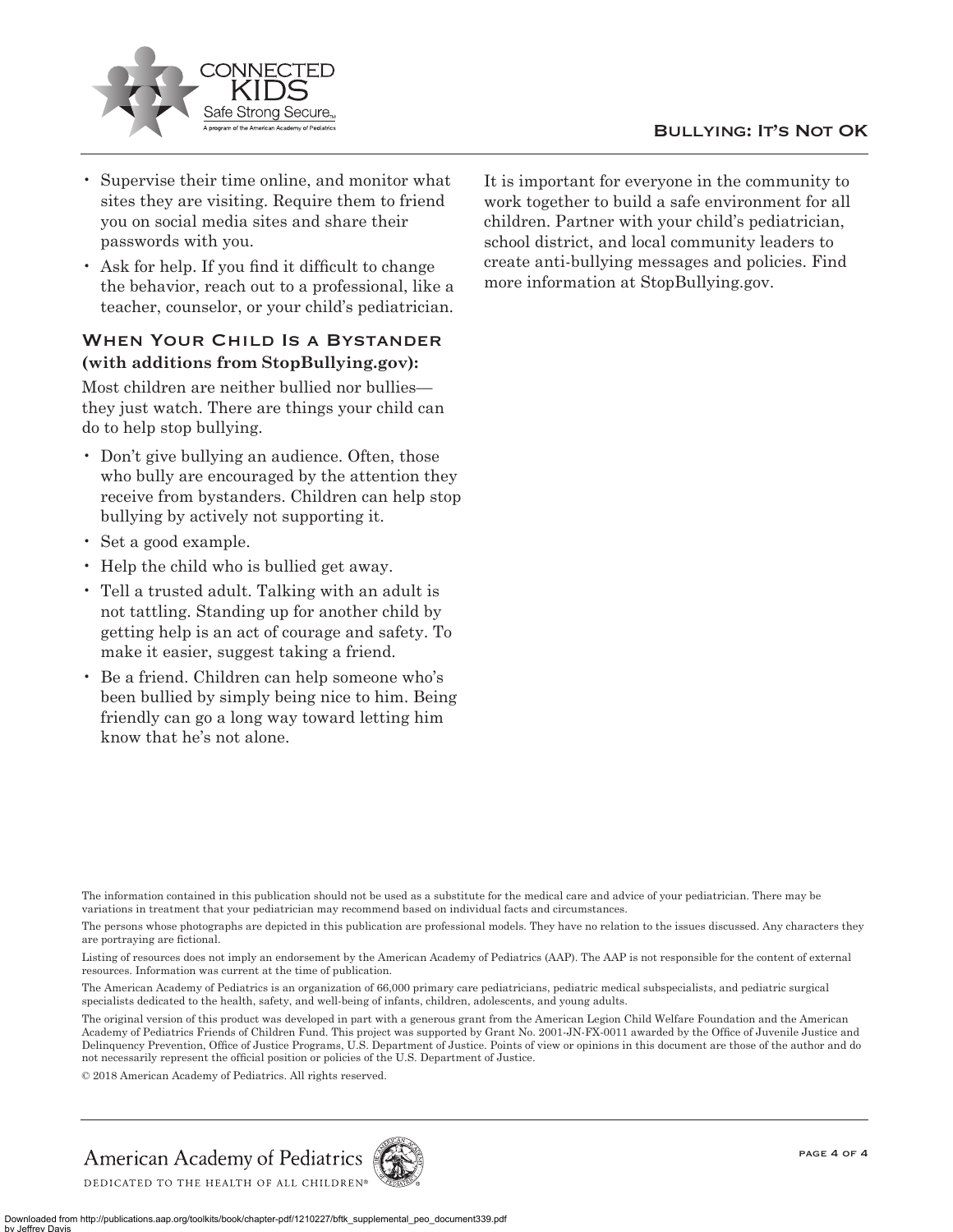- Supervise their time online, and monitor what sites they are visiting. Require them to friend you on social media sites and share their passwords with you.
- Ask for help. If you find it difficult to change the behavior, reach out to a professional, like a teacher, counselor, or your child's pediatrician.

## When Your Child Is a Bystander (with additions from StopBullying.gov):

Most children are neither bullied nor bullies—they just watch. There are things your child can do to help stop bullying.

- Don't give bullying an audience. Often, those who bully are encouraged by the attention they receive from bystanders. Children can help stop bullying by actively not supporting it.
- Set a good example.
- Help the child who is bullied get away.
- Tell a trusted adult. Talking with an adult is not tattling. Standing up for another child by getting help is an act of courage and safety. To make it easier, suggest taking a friend.
- Be a friend. Children can help someone who's been bullied by simply being nice to him. Being friendly can go a long way toward letting him know that he's not alone.

It is important for everyone in the community to work together to build a safe environment for all children. Partner with your child's pediatrician, school district, and local community leaders to create anti-bullying messages and policies. Find more information at StopBullying.gov.

The information contained in this publication should not be used as a substitute for the medical care and advice of your pediatrician. There may be variations in treatment that your pediatrician may recommend based on individual facts and circumstances.

The persons whose photographs are depicted in this publication are professional models. They have no relation to the issues discussed. Any characters they are portraying are fictional.

Listing of resources does not imply an endorsement by the American Academy of Pediatrics (AAP). The AAP is not responsible for the content of external resources. Information was current at the time of publication.

The American Academy of Pediatrics is an organization of 66,000 primary care pediatricians, pediatric medical subspecialists, and pediatric surgical specialists dedicated to the health, safety, and well-being of infants, children, adolescents, and young adults.

The original version of this product was developed in part with a generous grant from the American Legion Child Welfare Foundation and the American Academy of Pediatrics Friends of Children Fund. This project was supported by Grant No. 2001-JN-FX-0011 awarded by the Office of Juvenile Justice and Delinquency Prevention, Office of Justice Programs, U.S. Department of Justice. Points of view or opinions in this document are those of the author and do not necessarily represent the official position or policies of the U.S. Department of Justice.

© 2018 American Academy of Pediatrics. All rights reserved.

American Academy of Pediatrics

DEDICATED TO THE HEALTH OF ALL CHILDREN®